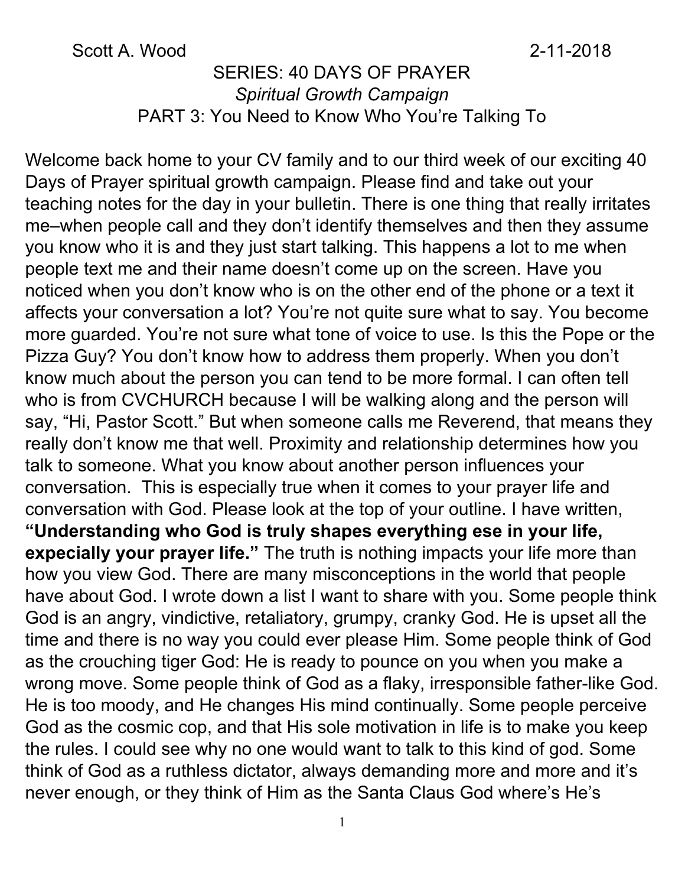Scott A. Wood 2-11-2018

# SERIES: 40 DAYS OF PRAYER

*Spiritual Growth Campaign*

## PART 3: You Need to Know Who You're Talking To

Welcome back home to your CV family and to our third week of our exciting 40 Days of Prayer spiritual growth campaign. Please find and take out your teaching notes for the day in your bulletin. There is one thing that really irritates me–when people call and they don't identify themselves and then they assume you know who it is and they just start talking. This happens a lot to me when people text me and their name doesn't come up on the screen. Have you noticed when you don't know who is on the other end of the phone or a text it affects your conversation a lot? You're not quite sure what to say. You become more guarded. You're not sure what tone of voice to use. Is this the Pope or the Pizza Guy? You don't know how to address them properly. When you don't know much about the person you can tend to be more formal. I can often tell who is from CVCHURCH because I will be walking along and the person will say, "Hi, Pastor Scott." But when someone calls me Reverend, that means they really don't know me that well. Proximity and relationship determines how you talk to someone. What you know about another person influences your conversation. This is especially true when it comes to your prayer life and conversation with God. Please look at the top of your outline. I have written, **"Understanding who God is truly shapes everything ese in your life, expecially your prayer life."** The truth is nothing impacts your life more than how you view God. There are many misconceptions in the world that people have about God. I wrote down a list I want to share with you. Some people think God is an angry, vindictive, retaliatory, grumpy, cranky God. He is upset all the time and there is no way you could ever please Him. Some people think of God as the crouching tiger God: He is ready to pounce on you when you make a wrong move. Some people think of God as a flaky, irresponsible father-like God. He is too moody, and He changes His mind continually. Some people perceive God as the cosmic cop, and that His sole motivation in life is to make you keep the rules. I could see why no one would want to talk to this kind of god. Some think of God as a ruthless dictator, always demanding more and more and it's never enough, or they think of Him as the Santa Claus God where's He's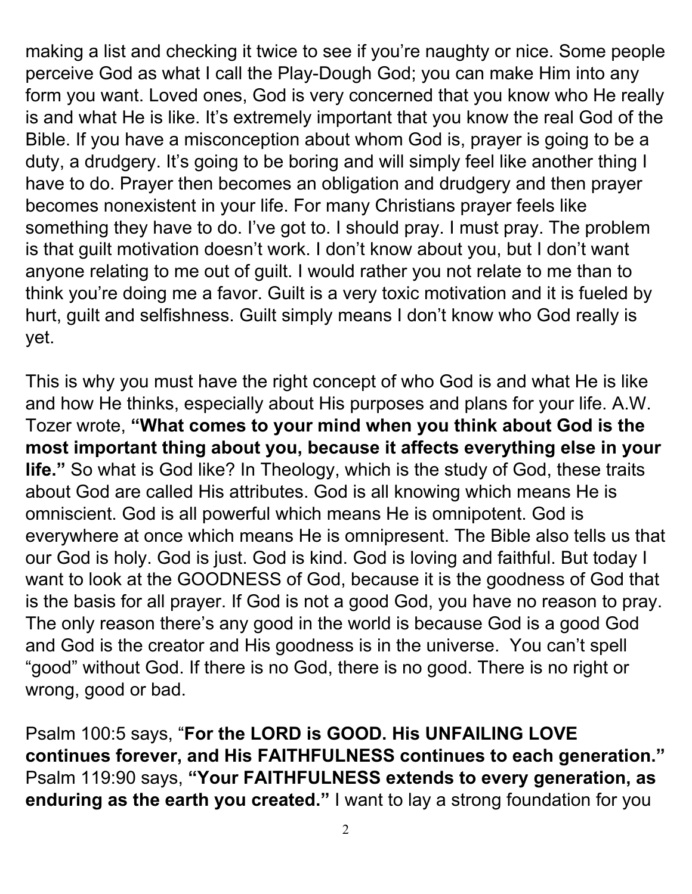making a list and checking it twice to see if you're naughty or nice. Some people perceive God as what I call the Play-Dough God; you can make Him into any form you want. Loved ones, God is very concerned that you know who He really is and what He is like. It's extremely important that you know the real God of the Bible. If you have a misconception about whom God is, prayer is going to be a duty, a drudgery. It's going to be boring and will simply feel like another thing I have to do. Prayer then becomes an obligation and drudgery and then prayer becomes nonexistent in your life. For many Christians prayer feels like something they have to do. I've got to. I should pray. I must pray. The problem is that guilt motivation doesn't work. I don't know about you, but I don't want anyone relating to me out of guilt. I would rather you not relate to me than to think you're doing me a favor. Guilt is a very toxic motivation and it is fueled by hurt, guilt and selfishness. Guilt simply means I don't know who God really is yet.

This is why you must have the right concept of who God is and what He is like and how He thinks, especially about His purposes and plans for your life. A.W. Tozer wrote, **"What comes to your mind when you think about God is the most important thing about you, because it affects everything else in your life."** So what is God like? In Theology, which is the study of God, these traits about God are called His attributes. God is all knowing which means He is omniscient. God is all powerful which means He is omnipotent. God is everywhere at once which means He is omnipresent. The Bible also tells us that our God is holy. God is just. God is kind. God is loving and faithful. But today I want to look at the GOODNESS of God, because it is the goodness of God that is the basis for all prayer. If God is not a good God, you have no reason to pray. The only reason there's any good in the world is because God is a good God and God is the creator and His goodness is in the universe. You can't spell "good" without God. If there is no God, there is no good. There is no right or wrong, good or bad.

Psalm 100:5 says, "**For the LORD is GOOD. His UNFAILING LOVE continues forever, and His FAITHFULNESS continues to each generation."** Psalm 119:90 says, **"Your FAITHFULNESS extends to every generation, as enduring as the earth you created."** I want to lay a strong foundation for you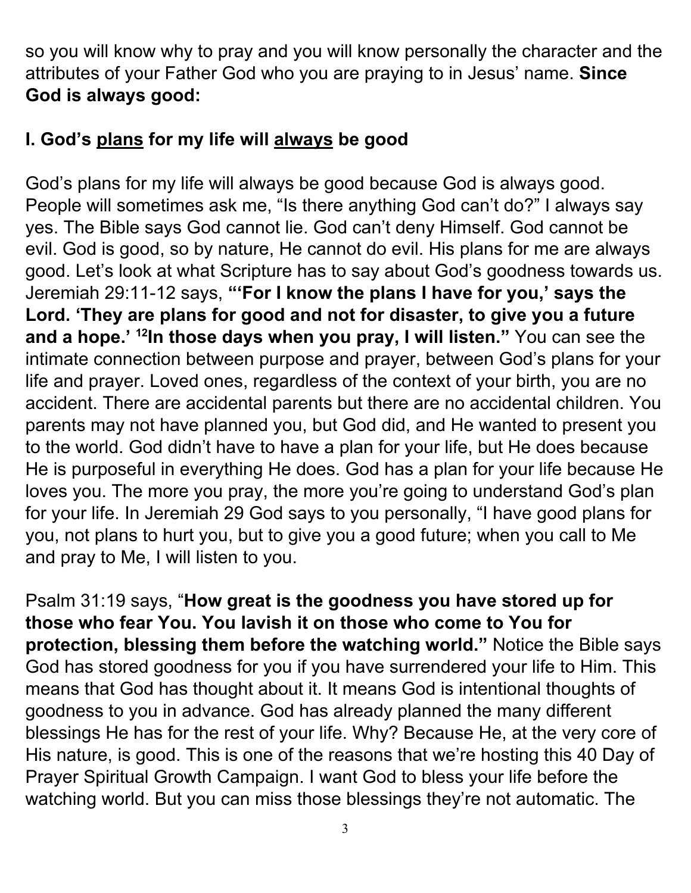so you will know why to pray and you will know personally the character and the attributes of your Father God who you are praying to in Jesus' name. **Since God is always good:**

## I. God's <u>plans</u> for my life will <u>always</u> be good

God's plans for my life will always be good because God is always good. People will sometimes ask me, "Is there anything God can't do?" I always say yes. The Bible says God cannot lie. God can't deny Himself. God cannot be evil. God is good, so by nature, He cannot do evil. His plans for me are always good. Let's look at what Scripture has to say about God's goodness towards us. Jeremiah 29:11-12 says, **"'For I know the plans I have for you,' says the Lord. 'They are plans for good and not for disaster, to give you a future and a hope.' [12]In those days when you pray, I will listen."** You can see the intimate connection between purpose and prayer, between God's plans for your life and prayer. Loved ones, regardless of the context of your birth, you are no accident. There are accidental parents but there are no accidental children. You parents may not have planned you, but God did, and He wanted to present you to the world. God didn't have to have a plan for your life, but He does because He is purposeful in everything He does. God has a plan for your life because He loves you. The more you pray, the more you're going to understand God's plan for your life. In Jeremiah 29 God says to you personally, "I have good plans for you, not plans to hurt you, but to give you a good future; when you call to Me and pray to Me, I will listen to you.

Psalm 31:19 says, "**How great is the goodness you have stored up for those who fear You. You lavish it on those who come to You for protection, blessing them before the watching world."** Notice the Bible says God has stored goodness for you if you have surrendered your life to Him. This means that God has thought about it. It means God is intentional thoughts of goodness to you in advance. God has already planned the many different blessings He has for the rest of your life. Why? Because He, at the very core of His nature, is good. This is one of the reasons that we're hosting this 40 Day of Prayer Spiritual Growth Campaign. I want God to bless your life before the watching world. But you can miss those blessings they're not automatic. The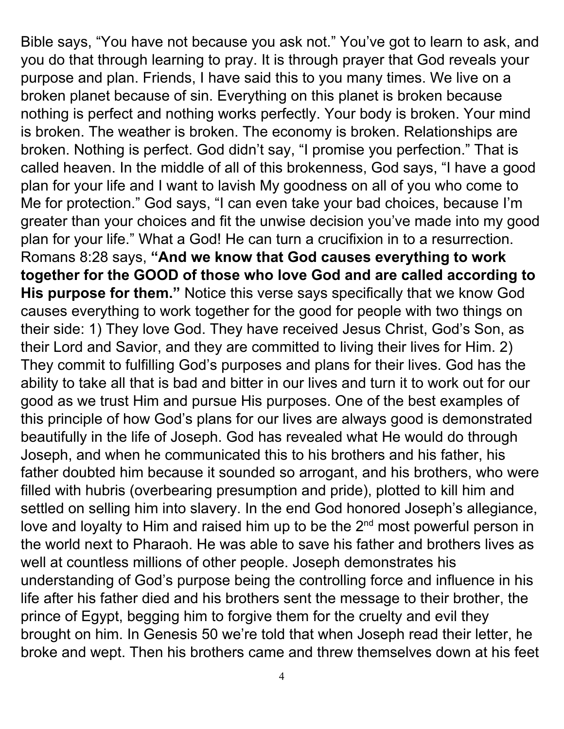Bible says, "You have not because you ask not." You've got to learn to ask, and you do that through learning to pray. It is through prayer that God reveals your purpose and plan. Friends, I have said this to you many times. We live on a broken planet because of sin. Everything on this planet is broken because nothing is perfect and nothing works perfectly. Your body is broken. Your mind is broken. The weather is broken. The economy is broken. Relationships are broken. Nothing is perfect. God didn't say, "I promise you perfection." That is called heaven. In the middle of all of this brokenness, God says, "I have a good plan for your life and I want to lavish My goodness on all of you who come to Me for protection." God says, "I can even take your bad choices, because I'm greater than your choices and fit the unwise decision you've made into my good plan for your life." What a God! He can turn a crucifixion in to a resurrection. Romans 8:28 says, **"And we know that God causes everything to work together for the GOOD of those who love God and are called according to His purpose for them."** Notice this verse says specifically that we know God causes everything to work together for the good for people with two things on their side: 1) They love God. They have received Jesus Christ, God's Son, as their Lord and Savior, and they are committed to living their lives for Him. 2) They commit to fulfilling God's purposes and plans for their lives. God has the ability to take all that is bad and bitter in our lives and turn it to work out for our good as we trust Him and pursue His purposes. One of the best examples of this principle of how God's plans for our lives are always good is demonstrated beautifully in the life of Joseph. God has revealed what He would do through Joseph, and when he communicated this to his brothers and his father, his father doubted him because it sounded so arrogant, and his brothers, who were filled with hubris (overbearing presumption and pride), plotted to kill him and settled on selling him into slavery. In the end God honored Joseph's allegiance, love and loyalty to Him and raised him up to be the 2nd most powerful person in the world next to Pharaoh. He was able to save his father and brothers lives as well at countless millions of other people. Joseph demonstrates his understanding of God's purpose being the controlling force and influence in his life after his father died and his brothers sent the message to their brother, the prince of Egypt, begging him to forgive them for the cruelty and evil they brought on him. In Genesis 50 we're told that when Joseph read their letter, he broke and wept. Then his brothers came and threw themselves down at his feet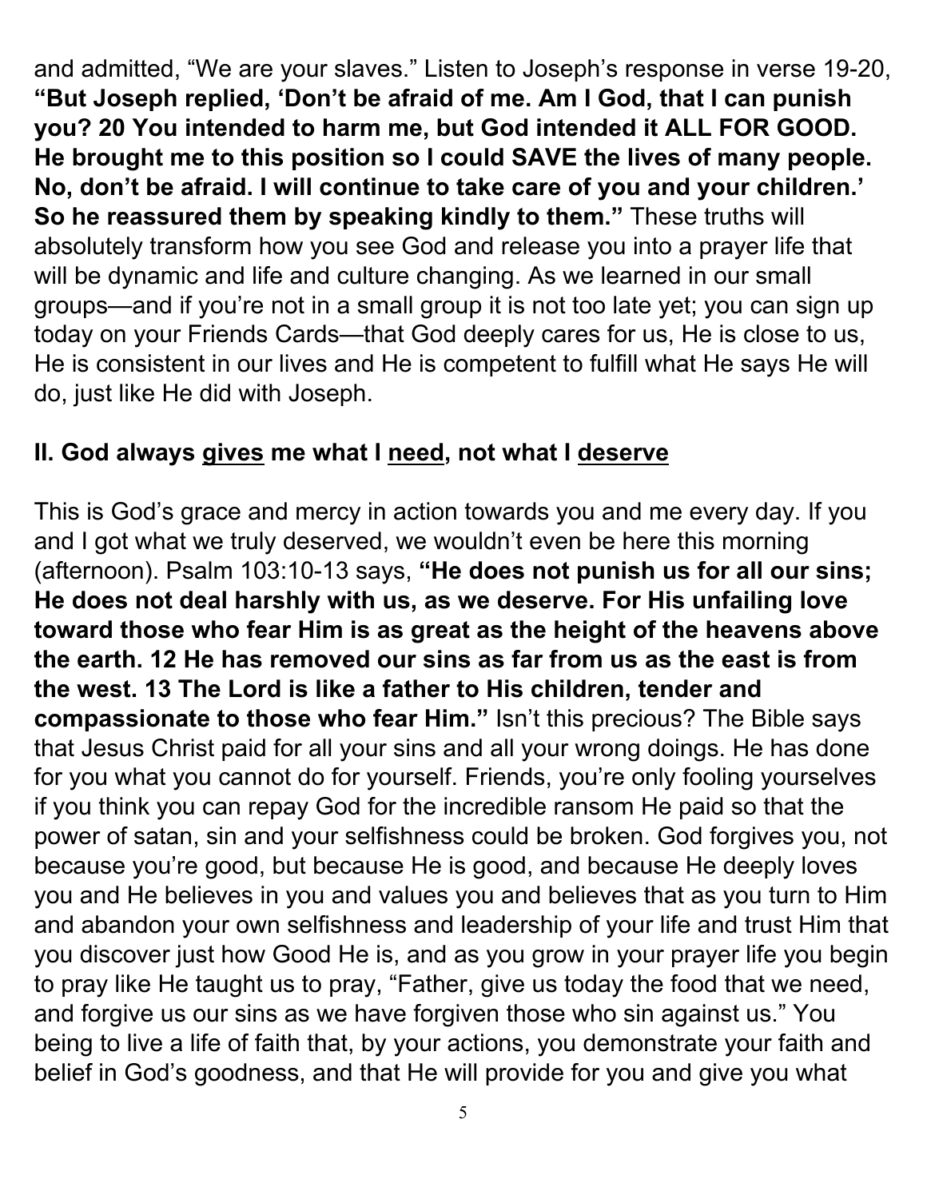and admitted, "We are your slaves." Listen to Joseph's response in verse 19-20, **"But Joseph replied, 'Don't be afraid of me. Am I God, that I can punish you? 20 You intended to harm me, but God intended it ALL FOR GOOD. He brought me to this position so I could SAVE the lives of many people. No, don't be afraid. I will continue to take care of you and your children.' So he reassured them by speaking kindly to them."** These truths will absolutely transform how you see God and release you into a prayer life that will be dynamic and life and culture changing. As we learned in our small groups—and if you're not in a small group it is not too late yet; you can sign up today on your Friends Cards—that God deeply cares for us, He is close to us, He is consistent in our lives and He is competent to fulfill what He says He will do, just like He did with Joseph.

## II. God always <u>gives</u> me what I <u>need</u>, not what I <u>deserve</u>

This is God's grace and mercy in action towards you and me every day. If you and I got what we truly deserved, we wouldn't even be here this morning (afternoon). Psalm 103:10-13 says, **"He does not punish us for all our sins; He does not deal harshly with us, as we deserve. For His unfailing love toward those who fear Him is as great as the height of the heavens above the earth. 12 He has removed our sins as far from us as the east is from the west. 13 The Lord is like a father to His children, tender and compassionate to those who fear Him."** Isn't this precious? The Bible says that Jesus Christ paid for all your sins and all your wrong doings. He has done for you what you cannot do for yourself. Friends, you're only fooling yourselves if you think you can repay God for the incredible ransom He paid so that the power of satan, sin and your selfishness could be broken. God forgives you, not because you're good, but because He is good, and because He deeply loves you and He believes in you and values you and believes that as you turn to Him and abandon your own selfishness and leadership of your life and trust Him that you discover just how Good He is, and as you grow in your prayer life you begin to pray like He taught us to pray, "Father, give us today the food that we need, and forgive us our sins as we have forgiven those who sin against us." You being to live a life of faith that, by your actions, you demonstrate your faith and belief in God's goodness, and that He will provide for you and give you what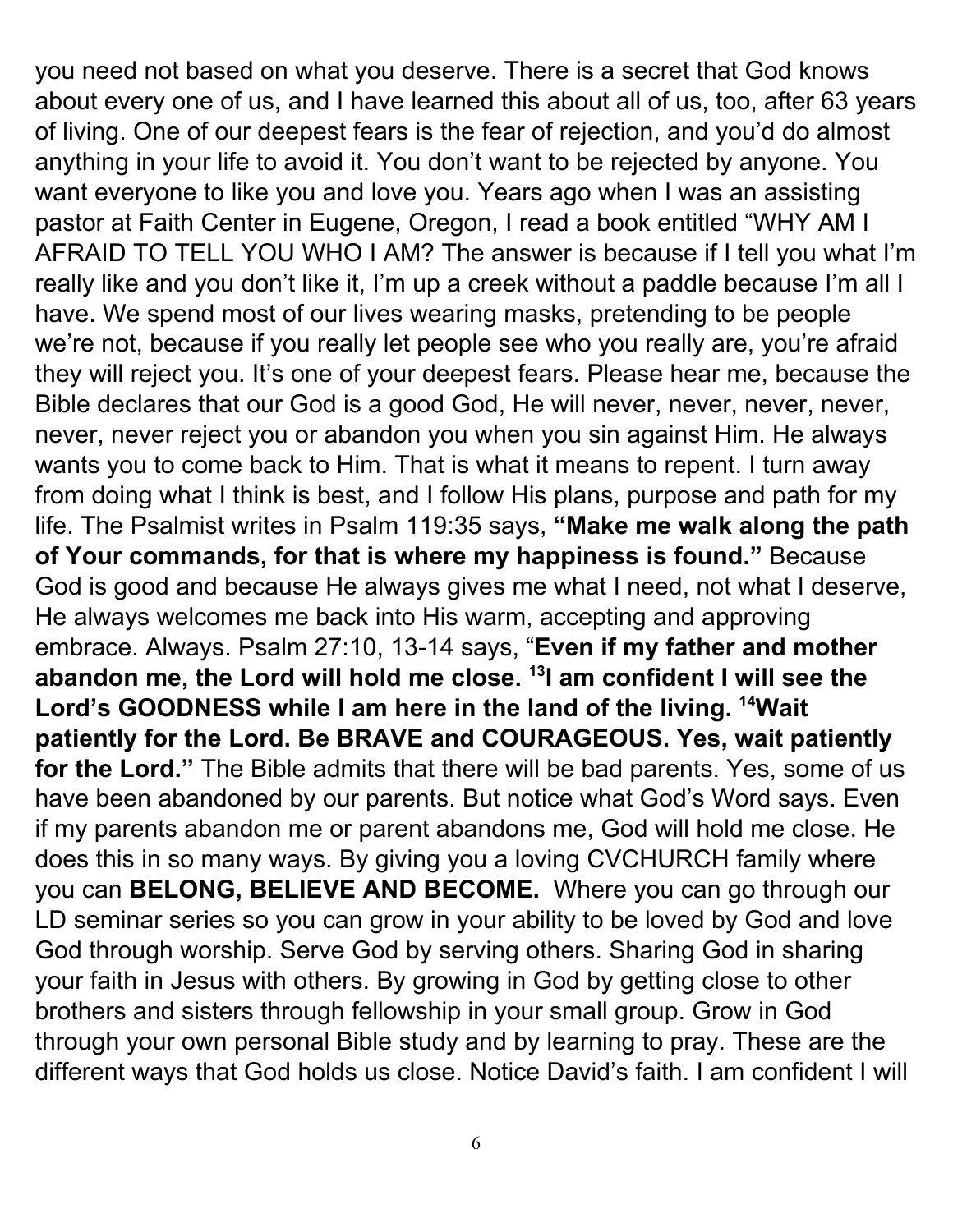you need not based on what you deserve. There is a secret that God knows about every one of us, and I have learned this about all of us, too, after 63 years of living. One of our deepest fears is the fear of rejection, and you'd do almost anything in your life to avoid it. You don't want to be rejected by anyone. You want everyone to like you and love you. Years ago when I was an assisting pastor at Faith Center in Eugene, Oregon, I read a book entitled "WHY AM I AFRAID TO TELL YOU WHO I AM? The answer is because if I tell you what I'm really like and you don't like it, I'm up a creek without a paddle because I'm all I have. We spend most of our lives wearing masks, pretending to be people we're not, because if you really let people see who you really are, you're afraid they will reject you. It's one of your deepest fears. Please hear me, because the Bible declares that our God is a good God, He will never, never, never, never, never, never reject you or abandon you when you sin against Him. He always wants you to come back to Him. That is what it means to repent. I turn away from doing what I think is best, and I follow His plans, purpose and path for my life. The Psalmist writes in Psalm 119:35 says, **"Make me walk along the path of Your commands, for that is where my happiness is found."** Because God is good and because He always gives me what I need, not what I deserve, He always welcomes me back into His warm, accepting and approving embrace. Always. Psalm 27:10, 13-14 says, "**Even if my father and mother abandon me, the Lord will hold me close. [13]I am confident I will see the Lord's GOODNESS while I am here in the land of the living. [14]Wait patiently for the Lord. Be BRAVE and COURAGEOUS. Yes, wait patiently for the Lord."** The Bible admits that there will be bad parents. Yes, some of us have been abandoned by our parents. But notice what God's Word says. Even if my parents abandon me or parent abandons me, God will hold me close. He does this in so many ways. By giving you a loving CVCHURCH family where you can **BELONG, BELIEVE AND BECOME.** Where you can go through our LD seminar series so you can grow in your ability to be loved by God and love God through worship. Serve God by serving others. Sharing God in sharing your faith in Jesus with others. By growing in God by getting close to other brothers and sisters through fellowship in your small group. Grow in God through your own personal Bible study and by learning to pray. These are the different ways that God holds us close. Notice David's faith. I am confident I will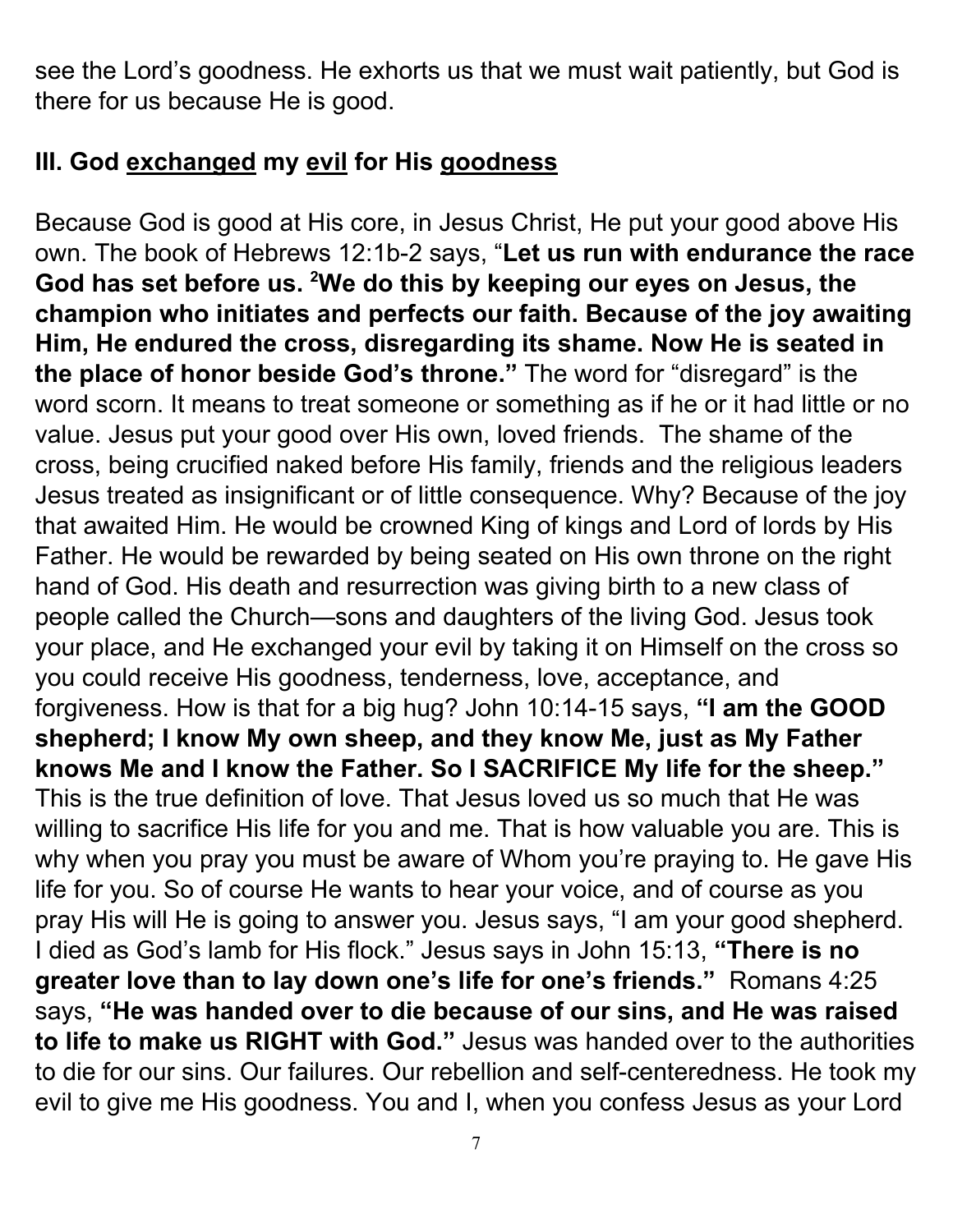see the Lord's goodness. He exhorts us that we must wait patiently, but God is there for us because He is good.

### III. God <u>exchanged</u> my <u>evil</u> for His <u>goodness</u>

Because God is good at His core, in Jesus Christ, He put your good above His own. The book of Hebrews 12:1b-2 says, "**Let us run with endurance the race God has set before us. [2]We do this by keeping our eyes on Jesus, the champion who initiates and perfects our faith. Because of the joy awaiting Him, He endured the cross, disregarding its shame. Now He is seated in the place of honor beside God's throne."** The word for "disregard" is the word scorn. It means to treat someone or something as if he or it had little or no value. Jesus put your good over His own, loved friends. The shame of the cross, being crucified naked before His family, friends and the religious leaders Jesus treated as insignificant or of little consequence. Why? Because of the joy that awaited Him. He would be crowned King of kings and Lord of lords by His Father. He would be rewarded by being seated on His own throne on the right hand of God. His death and resurrection was giving birth to a new class of people called the Church—sons and daughters of the living God. Jesus took your place, and He exchanged your evil by taking it on Himself on the cross so you could receive His goodness, tenderness, love, acceptance, and forgiveness. How is that for a big hug? John 10:14-15 says, **"I am the GOOD shepherd; I know My own sheep, and they know Me, just as My Father knows Me and I know the Father. So I SACRIFICE My life for the sheep."** This is the true definition of love. That Jesus loved us so much that He was willing to sacrifice His life for you and me. That is how valuable you are. This is why when you pray you must be aware of Whom you're praying to. He gave His life for you. So of course He wants to hear your voice, and of course as you pray His will He is going to answer you. Jesus says, "I am your good shepherd. I died as God's lamb for His flock." Jesus says in John 15:13, **"There is no greater love than to lay down one's life for one's friends."** Romans 4:25 says, **"He was handed over to die because of our sins, and He was raised to life to make us RIGHT with God."** Jesus was handed over to the authorities to die for our sins. Our failures. Our rebellion and self-centeredness. He took my evil to give me His goodness. You and I, when you confess Jesus as your Lord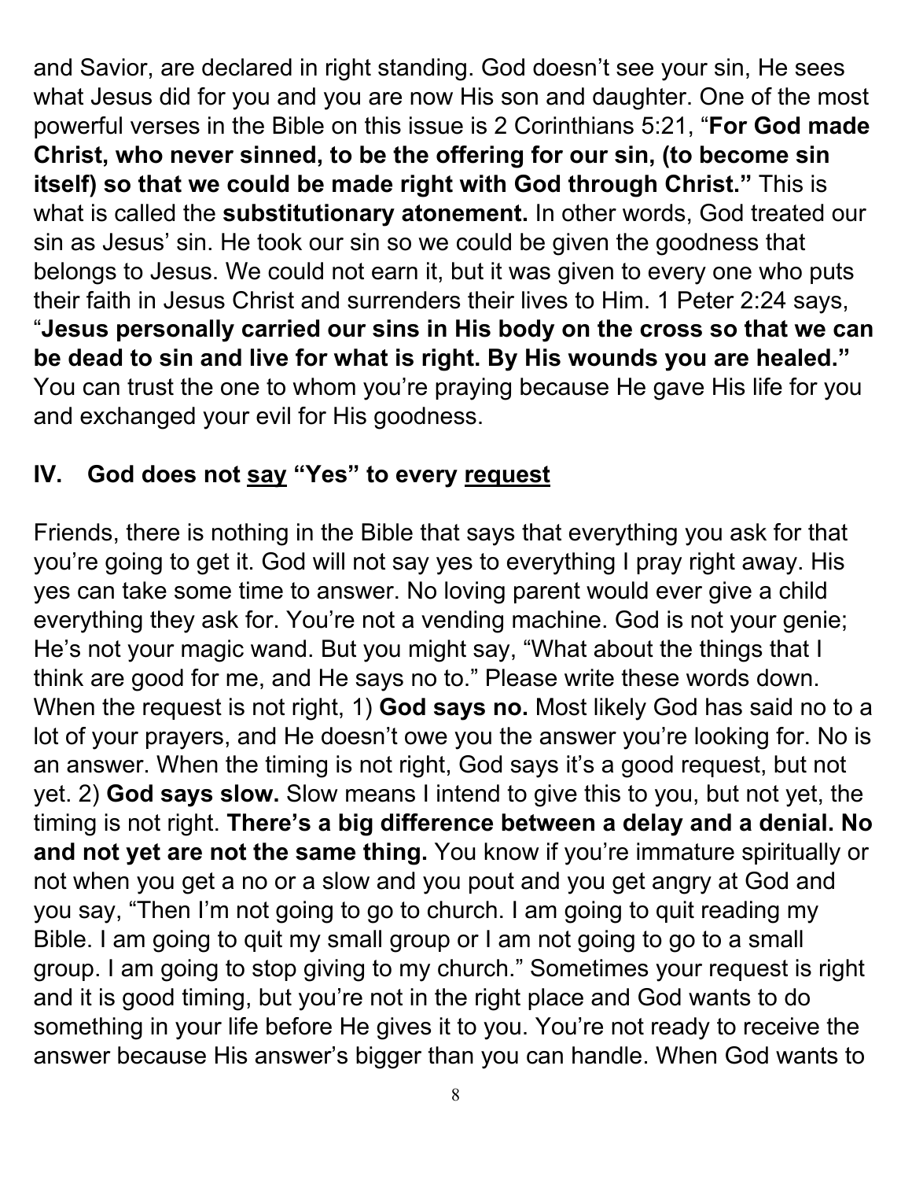and Savior, are declared in right standing. God doesn't see your sin, He sees what Jesus did for you and you are now His son and daughter. One of the most powerful verses in the Bible on this issue is 2 Corinthians 5:21, "**For God made Christ, who never sinned, to be the offering for our sin, (to become sin itself) so that we could be made right with God through Christ."** This is what is called the **substitutionary atonement.** In other words, God treated our sin as Jesus' sin. He took our sin so we could be given the goodness that belongs to Jesus. We could not earn it, but it was given to every one who puts their faith in Jesus Christ and surrenders their lives to Him. 1 Peter 2:24 says, "**Jesus personally carried our sins in His body on the cross so that we can be dead to sin and live for what is right. By His wounds you are healed."** You can trust the one to whom you're praying because He gave His life for you and exchanged your evil for His goodness.

## IV. God does not <u>say</u> "Yes" to every <u>request</u>

Friends, there is nothing in the Bible that says that everything you ask for that you're going to get it. God will not say yes to everything I pray right away. His yes can take some time to answer. No loving parent would ever give a child everything they ask for. You're not a vending machine. God is not your genie; He's not your magic wand. But you might say, "What about the things that I think are good for me, and He says no to." Please write these words down. When the request is not right, 1) **God says no.** Most likely God has said no to a lot of your prayers, and He doesn't owe you the answer you're looking for. No is an answer. When the timing is not right, God says it's a good request, but not yet. 2) **God says slow.** Slow means I intend to give this to you, but not yet, the timing is not right. **There's a big difference between a delay and a denial. No and not yet are not the same thing.** You know if you're immature spiritually or not when you get a no or a slow and you pout and you get angry at God and you say, "Then I'm not going to go to church. I am going to quit reading my Bible. I am going to quit my small group or I am not going to go to a small group. I am going to stop giving to my church." Sometimes your request is right and it is good timing, but you're not in the right place and God wants to do something in your life before He gives it to you. You're not ready to receive the answer because His answer's bigger than you can handle. When God wants to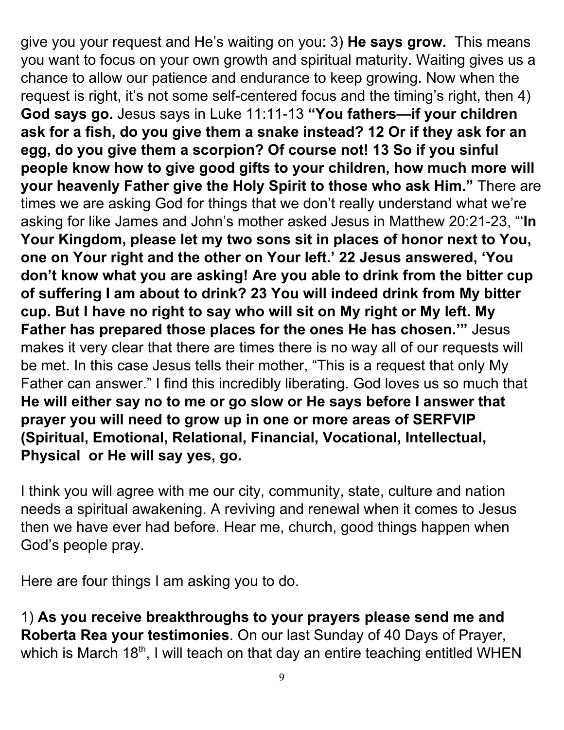give you your request and He's waiting on you: 3) **He says grow.** This means you want to focus on your own growth and spiritual maturity. Waiting gives us a chance to allow our patience and endurance to keep growing. Now when the request is right, it's not some self-centered focus and the timing's right, then 4) **God says go.** Jesus says in Luke 11:11-13 **"You fathers—if your children ask for a fish, do you give them a snake instead? 12 Or if they ask for an egg, do you give them a scorpion? Of course not! 13 So if you sinful people know how to give good gifts to your children, how much more will your heavenly Father give the Holy Spirit to those who ask Him."** There are times we are asking God for things that we don't really understand what we're asking for like James and John's mother asked Jesus in Matthew 20:21-23, "'**In Your Kingdom, please let my two sons sit in places of honor next to You, one on Your right and the other on Your left.' 22 Jesus answered, 'You don't know what you are asking! Are you able to drink from the bitter cup of suffering I am about to drink? 23 You will indeed drink from My bitter cup. But I have no right to say who will sit on My right or My left. My Father has prepared those places for the ones He has chosen.'"** Jesus makes it very clear that there are times there is no way all of our requests will be met. In this case Jesus tells their mother, "This is a request that only My Father can answer." I find this incredibly liberating. God loves us so much that **He will either say no to me or go slow or He says before I answer that prayer you will need to grow up in one or more areas of SERFVIP (Spiritual, Emotional, Relational, Financial, Vocational, Intellectual, Physical or He will say yes, go.**

I think you will agree with me our city, community, state, culture and nation needs a spiritual awakening. A reviving and renewal when it comes to Jesus then we have ever had before. Hear me, church, good things happen when God's people pray.

Here are four things I am asking you to do.

1) **As you receive breakthroughs to your prayers please send me and Roberta Rea your testimonies**. On our last Sunday of 40 Days of Prayer, which is March 18th, I will teach on that day an entire teaching entitled WHEN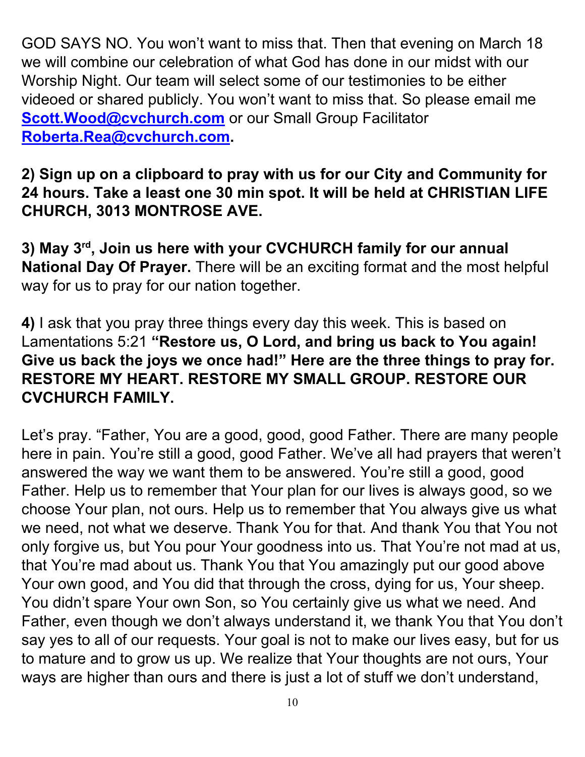GOD SAYS NO. You won't want to miss that. Then that evening on March 18 we will combine our celebration of what God has done in our midst with our Worship Night. Our team will select some of our testimonies to be either videoed or shared publicly. You won't want to miss that. So please email me **Scott.Wood@cvchurch.com** or our Small Group Facilitator **Roberta.Rea@cvchurch.com.**

**2) Sign up on a clipboard to pray with us for our City and Community for 24 hours. Take a least one 30 min spot. It will be held at CHRISTIAN LIFE CHURCH, 3013 MONTROSE AVE.**

**3) May 3rd, Join us here with your CVCHURCH family for our annual National Day Of Prayer.** There will be an exciting format and the most helpful way for us to pray for our nation together.

**4)** I ask that you pray three things every day this week. This is based on Lamentations 5:21 **"Restore us, O Lord, and bring us back to You again! Give us back the joys we once had!" Here are the three things to pray for. RESTORE MY HEART. RESTORE MY SMALL GROUP. RESTORE OUR CVCHURCH FAMILY.**

Let's pray. "Father, You are a good, good, good Father. There are many people here in pain. You're still a good, good Father. We've all had prayers that weren't answered the way we want them to be answered. You're still a good, good Father. Help us to remember that Your plan for our lives is always good, so we choose Your plan, not ours. Help us to remember that You always give us what we need, not what we deserve. Thank You for that. And thank You that You not only forgive us, but You pour Your goodness into us. That You're not mad at us, that You're mad about us. Thank You that You amazingly put our good above Your own good, and You did that through the cross, dying for us, Your sheep. You didn't spare Your own Son, so You certainly give us what we need. And Father, even though we don't always understand it, we thank You that You don't say yes to all of our requests. Your goal is not to make our lives easy, but for us to mature and to grow us up. We realize that Your thoughts are not ours, Your ways are higher than ours and there is just a lot of stuff we don't understand,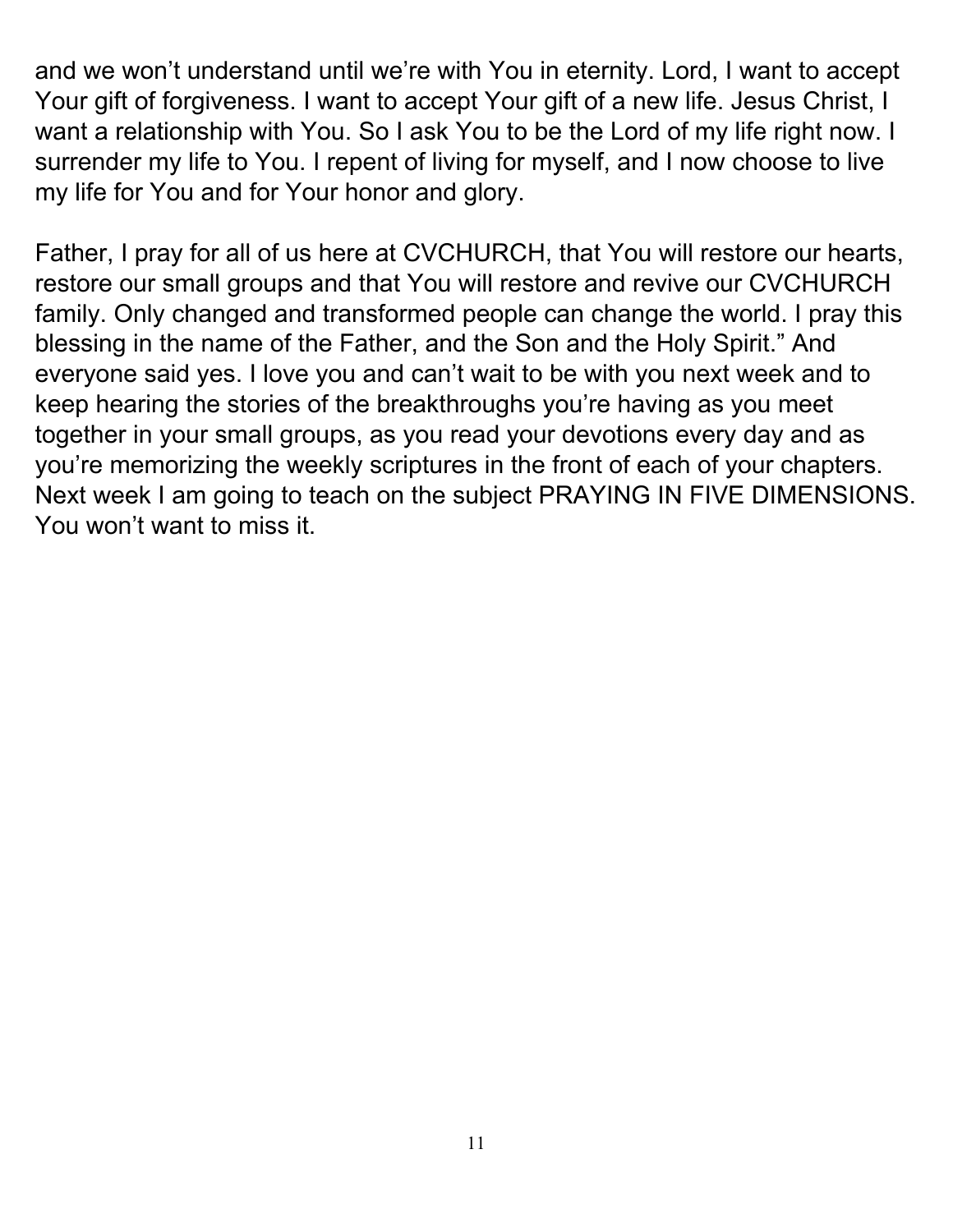and we won't understand until we're with You in eternity. Lord, I want to accept Your gift of forgiveness. I want to accept Your gift of a new life. Jesus Christ, I want a relationship with You. So I ask You to be the Lord of my life right now. I surrender my life to You. I repent of living for myself, and I now choose to live my life for You and for Your honor and glory.

Father, I pray for all of us here at CVCHURCH, that You will restore our hearts, restore our small groups and that You will restore and revive our CVCHURCH family. Only changed and transformed people can change the world. I pray this blessing in the name of the Father, and the Son and the Holy Spirit." And everyone said yes. I love you and can't wait to be with you next week and to keep hearing the stories of the breakthroughs you're having as you meet together in your small groups, as you read your devotions every day and as you're memorizing the weekly scriptures in the front of each of your chapters. Next week I am going to teach on the subject PRAYING IN FIVE DIMENSIONS. You won't want to miss it.